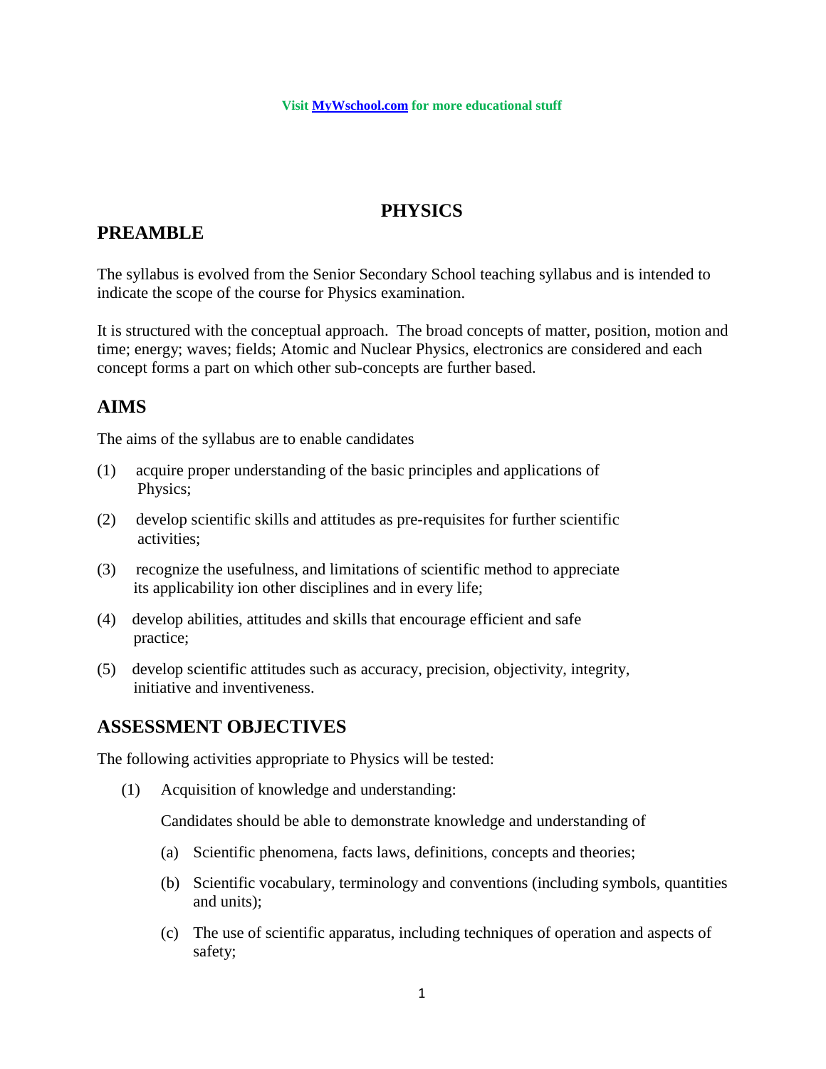Visit [MyWschool.com](http://MyWschool.com) for more educational stuff

# PHYSICS

## PREAMBLE

The syllabus is evolved from the Senior Secondary School teaching syllabus and is intended to indicate the scope of the course for Physics examination.

It is structured with the conceptual approach. The broad concepts of matter, position, motion and time; energy; waves; fields; Atomic and Nuclear Physics, electronics are considered and each concept forms a part on which other sub-concepts are further based.

## AIMS

The aims of the syllabus are to enable candidates

(1) acquire proper understanding of the basic principles and applications of Physics;

(2) develop scientific skills and attitudes as pre-requisites for further scientific activities;

(3) recognize the usefulness, and limitations of scientific method to appreciate its applicability ion other disciplines and in every life;

(4) develop abilities, attitudes and skills that encourage efficient and safe practice;

(5) develop scientific attitudes such as accuracy, precision, objectivity, integrity, initiative and inventiveness.

## ASSESSMENT OBJECTIVES

The following activities appropriate to Physics will be tested:

(1) Acquisition of knowledge and understanding:

Candidates should be able to demonstrate knowledge and understanding of

(a) Scientific phenomena, facts laws, definitions, concepts and theories;

(b) Scientific vocabulary, terminology and conventions (including symbols, quantities and units);

(c) The use of scientific apparatus, including techniques of operation and aspects of safety;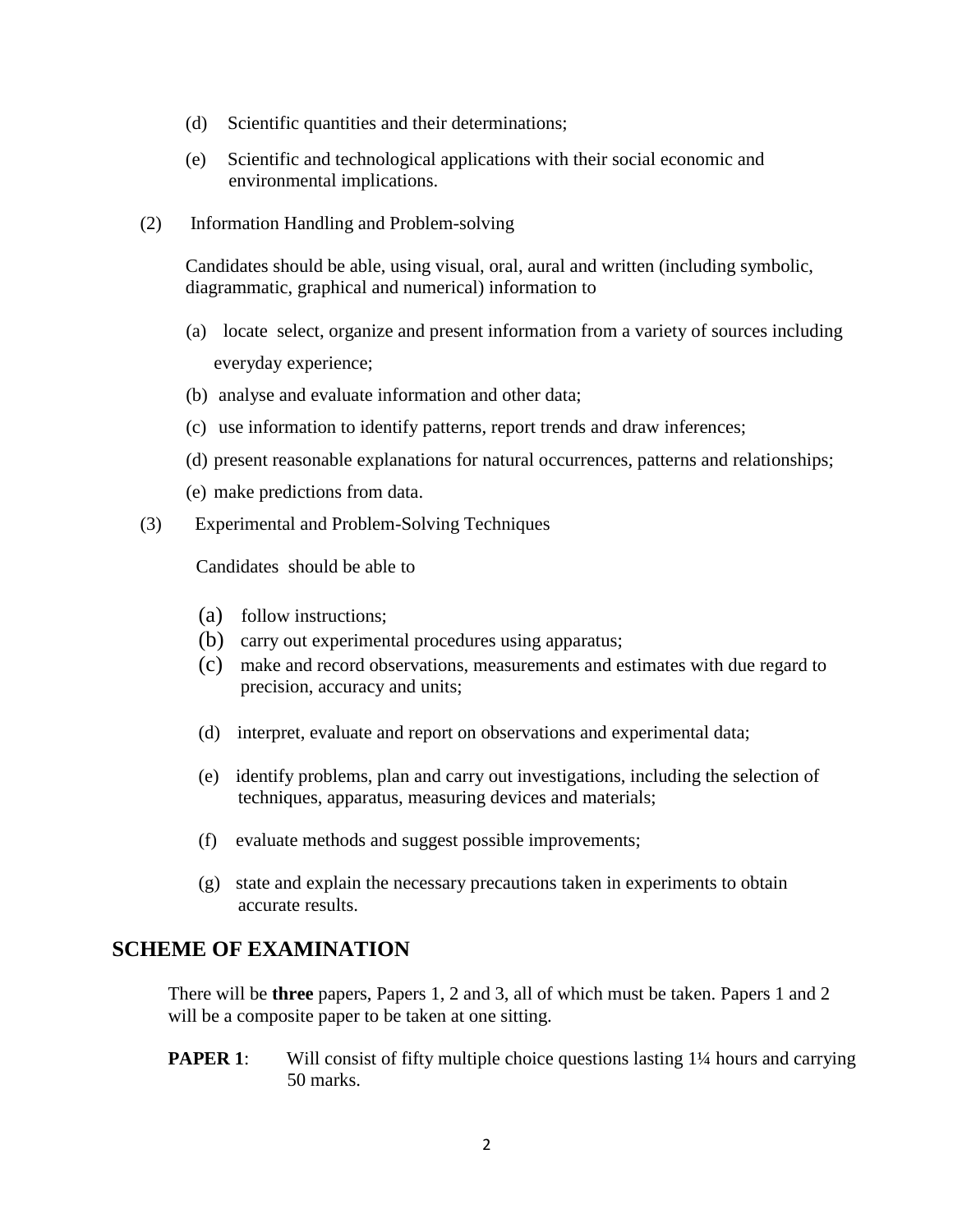(d) Scientific quantities and their determinations;

(e) Scientific and technological applications with their social economic and environmental implications.

(2) Information Handling and Problem-solving

Candidates should be able, using visual, oral, aural and written (including symbolic, diagrammatic, graphical and numerical) information to

(a) locate select, organize and present information from a variety of sources including everyday experience;

(b) analyse and evaluate information and other data;

(c) use information to identify patterns, report trends and draw inferences;

(d) present reasonable explanations for natural occurrences, patterns and relationships;

(e) make predictions from data.

(3) Experimental and Problem-Solving Techniques

Candidates should be able to

(a) follow instructions;

(b) carry out experimental procedures using apparatus;

(c) make and record observations, measurements and estimates with due regard to precision, accuracy and units;

(d) interpret, evaluate and report on observations and experimental data;

(e) identify problems, plan and carry out investigations, including the selection of techniques, apparatus, measuring devices and materials;

(f) evaluate methods and suggest possible improvements;

(g) state and explain the necessary precautions taken in experiments to obtain accurate results.

## SCHEME OF EXAMINATION

There will be **three** papers, Papers 1, 2 and 3, all of which must be taken. Papers 1 and 2 will be a composite paper to be taken at one sitting.

**PAPER 1**: Will consist of fifty multiple choice questions lasting 1¼ hours and carrying 50 marks.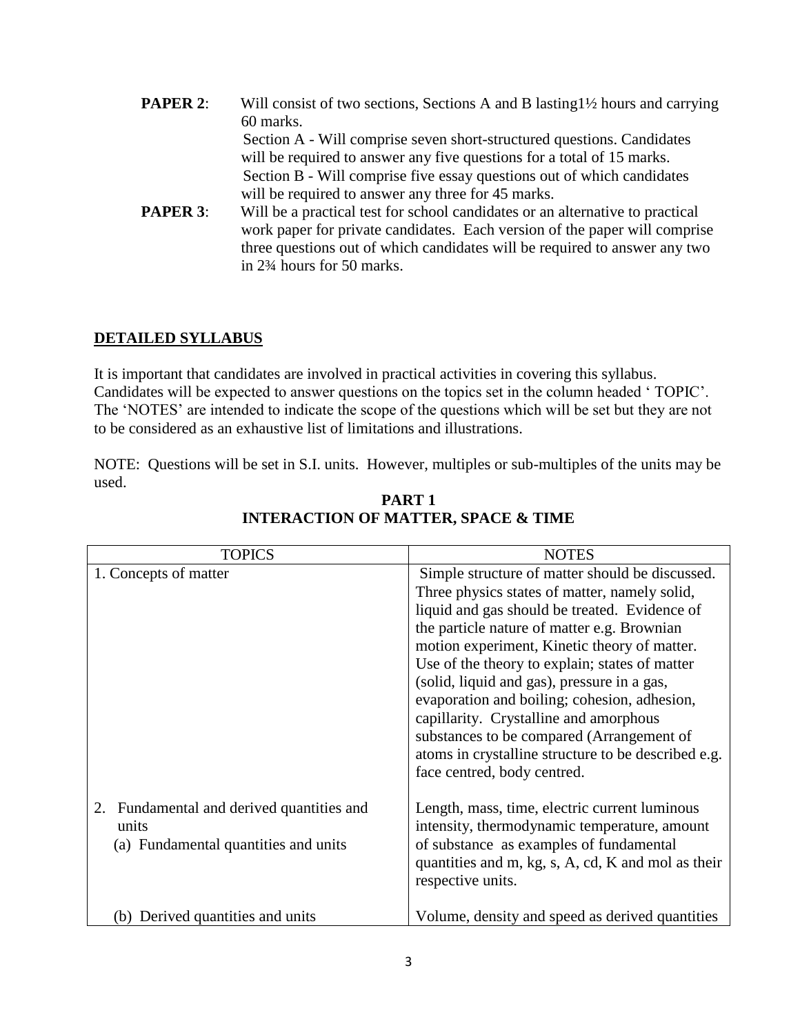**PAPER 2**: Will consist of two sections, Sections A and B lasting1½ hours and carrying 60 marks.
Section A - Will comprise seven short-structured questions. Candidates will be required to answer any five questions for a total of 15 marks.
Section B - Will comprise five essay questions out of which candidates will be required to answer any three for 45 marks.

**PAPER 3**: Will be a practical test for school candidates or an alternative to practical work paper for private candidates. Each version of the paper will comprise three questions out of which candidates will be required to answer any two in 2¾ hours for 50 marks.

## DETAILED SYLLABUS

It is important that candidates are involved in practical activities in covering this syllabus. Candidates will be expected to answer questions on the topics set in the column headed ' TOPIC'. The 'NOTES' are intended to indicate the scope of the questions which will be set but they are not to be considered as an exhaustive list of limitations and illustrations.

NOTE: Questions will be set in S.I. units. However, multiples or sub-multiples of the units may be used.

### PART 1
### INTERACTION OF MATTER, SPACE & TIME

| TOPICS | NOTES |
|---|---|
| 1. Concepts of matter | Simple structure of matter should be discussed. Three physics states of matter, namely solid, liquid and gas should be treated. Evidence of the particle nature of matter e.g. Brownian motion experiment, Kinetic theory of matter. Use of the theory to explain; states of matter (solid, liquid and gas), pressure in a gas, evaporation and boiling; cohesion, adhesion, capillarity. Crystalline and amorphous substances to be compared (Arrangement of atoms in crystalline structure to be described e.g. face centred, body centred. |
| 2. Fundamental and derived quantities and units<br>(a) Fundamental quantities and units | Length, mass, time, electric current luminous intensity, thermodynamic temperature, amount of substance as examples of fundamental quantities and m, kg, s, A, cd, K and mol as their respective units. |
| (b) Derived quantities and units | Volume, density and speed as derived quantities |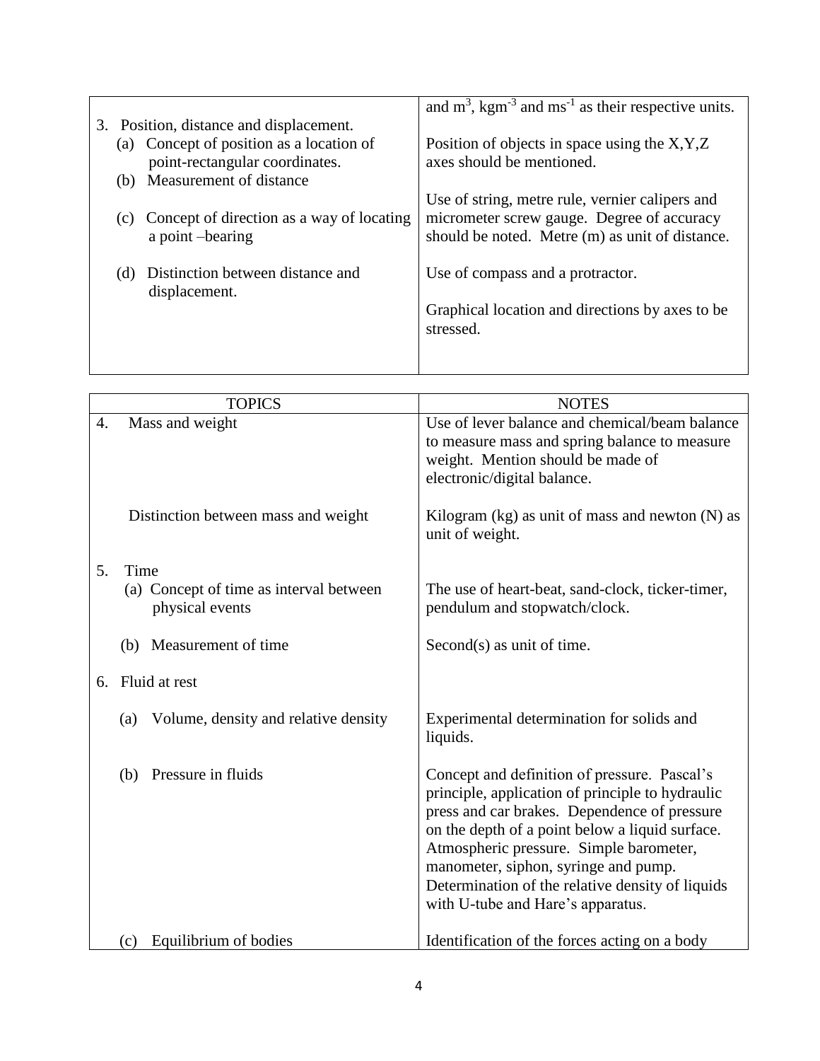| | |
|---|---|
| | and $m^3$, $kgm^{-3}$ and $ms^{-1}$ as their respective units. |
| 3. Position, distance and displacement. | |
| (a) Concept of position as a location of point-rectangular coordinates. | Position of objects in space using the X,Y,Z axes should be mentioned. |
| (b) Measurement of distance | Use of string, metre rule, vernier calipers and micrometer screw gauge. Degree of accuracy should be noted. Metre (m) as unit of distance. |
| (c) Concept of direction as a way of locating a point –bearing | Use of compass and a protractor. |
| (d) Distinction between distance and displacement. | Graphical location and directions by axes to be stressed. |

| TOPICS | NOTES |
|---|---|
| 4. Mass and weight | Use of lever balance and chemical/beam balance to measure mass and spring balance to measure weight. Mention should be made of electronic/digital balance. |
| Distinction between mass and weight | Kilogram (kg) as unit of mass and newton (N) as unit of weight. |
| 5. Time | |
| (a) Concept of time as interval between physical events | The use of heart-beat, sand-clock, ticker-timer, pendulum and stopwatch/clock. |
| (b) Measurement of time | Second(s) as unit of time. |
| 6. Fluid at rest | |
| (a) Volume, density and relative density | Experimental determination for solids and liquids. |
| (b) Pressure in fluids | Concept and definition of pressure. Pascal's principle, application of principle to hydraulic press and car brakes. Dependence of pressure on the depth of a point below a liquid surface. Atmospheric pressure. Simple barometer, manometer, siphon, syringe and pump. Determination of the relative density of liquids with U-tube and Hare's apparatus. |
| (c) Equilibrium of bodies | Identification of the forces acting on a body |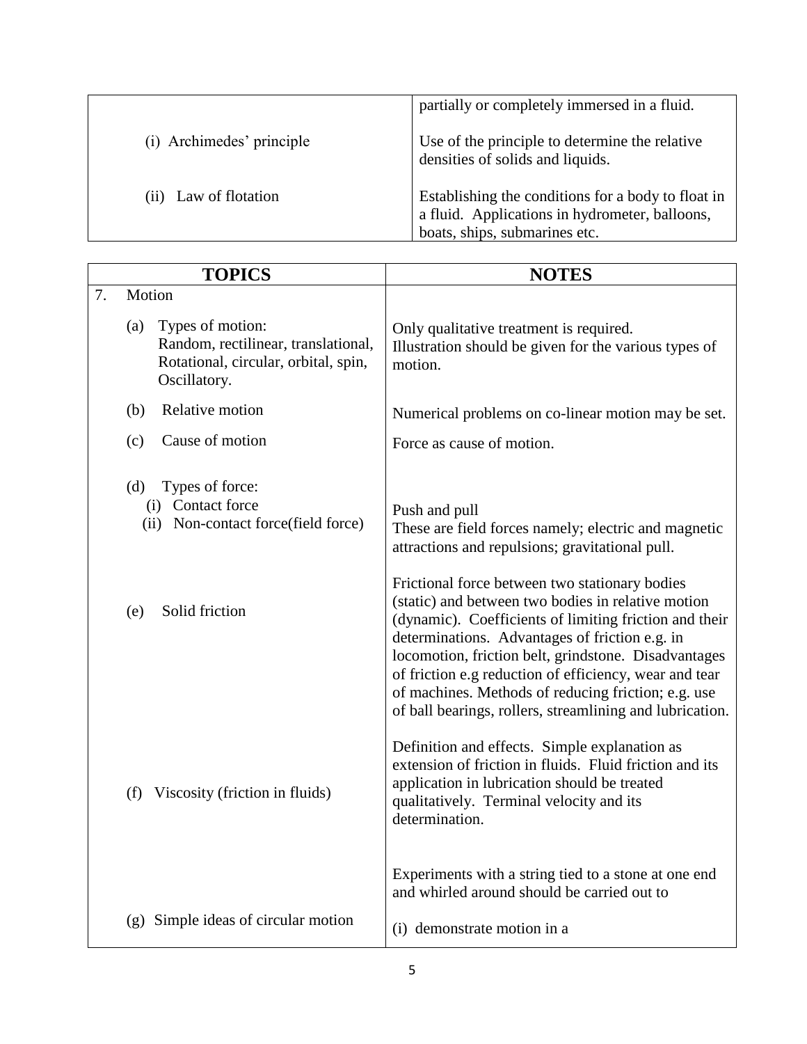| | |
|---|---|
| | partially or completely immersed in a fluid. |
| (i) Archimedes' principle | Use of the principle to determine the relative densities of solids and liquids. |
| (ii) Law of flotation | Establishing the conditions for a body to float in a fluid. Applications in hydrometer, balloons, boats, ships, submarines etc. |

| TOPICS | NOTES |
|---|---|
| 7. Motion | |
| (a) Types of motion: Random, rectilinear, translational, Rotational, circular, orbital, spin, Oscillatory. | Only qualitative treatment is required. Illustration should be given for the various types of motion. |
| (b) Relative motion | Numerical problems on co-linear motion may be set. |
| (c) Cause of motion | Force as cause of motion. |
| (d) Types of force: | |
| (i) Contact force | Push and pull |
| (ii) Non-contact force(field force) | These are field forces namely; electric and magnetic attractions and repulsions; gravitational pull. |
| (e) Solid friction | Frictional force between two stationary bodies (static) and between two bodies in relative motion (dynamic). Coefficients of limiting friction and their determinations. Advantages of friction e.g. in locomotion, friction belt, grindstone. Disadvantages of friction e.g reduction of efficiency, wear and tear of machines. Methods of reducing friction; e.g. use of ball bearings, rollers, streamlining and lubrication. |
| (f) Viscosity (friction in fluids) | Definition and effects. Simple explanation as extension of friction in fluids. Fluid friction and its application in lubrication should be treated qualitatively. Terminal velocity and its determination. |
| (g) Simple ideas of circular motion | Experiments with a string tied to a stone at one end and whirled around should be carried out to<br><br>(i) demonstrate motion in a |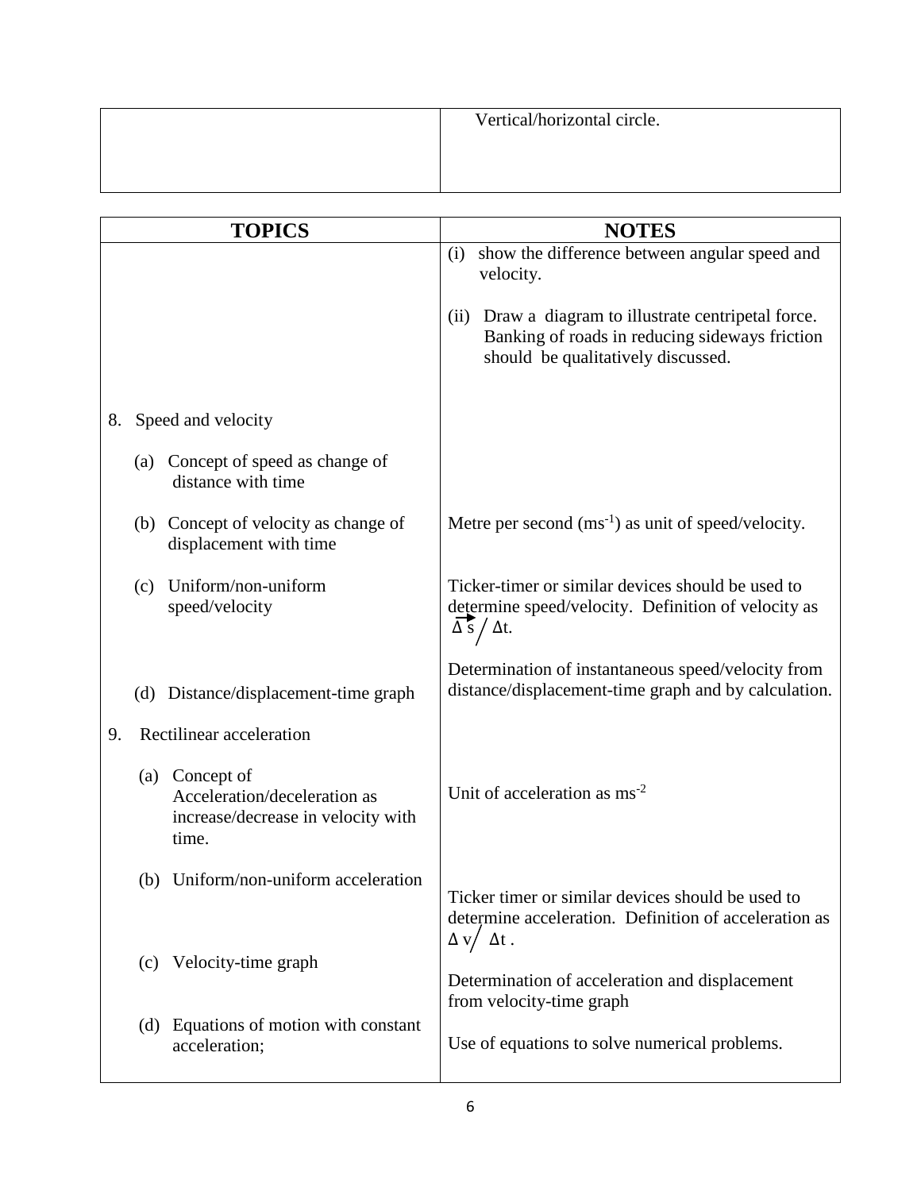| | |
|---|---|
| | Vertical/horizontal circle. |

| TOPICS | NOTES |
|---|---|
| | (i) show the difference between angular speed and velocity.<br><br>(ii) Draw a diagram to illustrate centripetal force. Banking of roads in reducing sideways friction should be qualitatively discussed. |
| 8. Speed and velocity | |
| (a) Concept of speed as change of distance with time | |
| (b) Concept of velocity as change of displacement with time | Metre per second ($ms^{-1}$) as unit of speed/velocity. |
| (c) Uniform/non-uniform speed/velocity | Ticker-timer or similar devices should be used to determine speed/velocity. Definition of velocity as $\overrightarrow{\Delta s} / \Delta t$. |
| (d) Distance/displacement-time graph | Determination of instantaneous speed/velocity from distance/displacement-time graph and by calculation. |
| 9. Rectilinear acceleration | |
| (a) Concept of Acceleration/deceleration as increase/decrease in velocity with time. | Unit of acceleration as $ms^{-2}$ |
| (b) Uniform/non-uniform acceleration | Ticker timer or similar devices should be used to determine acceleration. Definition of acceleration as $\Delta v / \Delta t$. |
| (c) Velocity-time graph | Determination of acceleration and displacement from velocity-time graph |
| (d) Equations of motion with constant acceleration; | Use of equations to solve numerical problems. |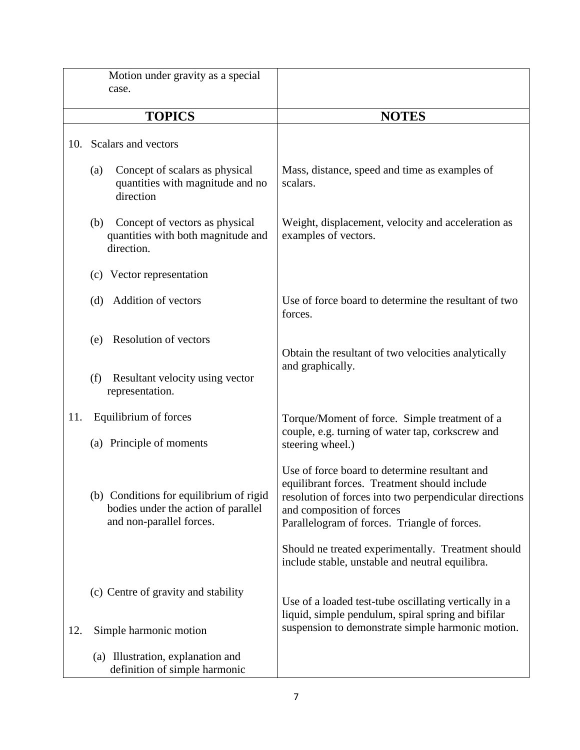| | |
|---|---|
| Motion under gravity as a special case. | |

| TOPICS | NOTES |
|---|---|
| 10. Scalars and vectors | |
| (a) Concept of scalars as physical quantities with magnitude and no direction | Mass, distance, speed and time as examples of scalars. |
| (b) Concept of vectors as physical quantities with both magnitude and direction. | Weight, displacement, velocity and acceleration as examples of vectors. |
| (c) Vector representation | |
| (d) Addition of vectors | Use of force board to determine the resultant of two forces. |
| (e) Resolution of vectors | Obtain the resultant of two velocities analytically and graphically. |
| (f) Resultant velocity using vector representation. | |
| 11. Equilibrium of forces | Torque/Moment of force. Simple treatment of a couple, e.g. turning of water tap, corkscrew and steering wheel.) |
| (a) Principle of moments | |
| (b) Conditions for equilibrium of rigid bodies under the action of parallel and non-parallel forces. | Use of force board to determine resultant and equilibrant forces. Treatment should include resolution of forces into two perpendicular directions and composition of forces Parallelogram of forces. Triangle of forces. |
| | Should ne treated experimentally. Treatment should include stable, unstable and neutral equilibra. |
| (c) Centre of gravity and stability | |
| 12. Simple harmonic motion | Use of a loaded test-tube oscillating vertically in a liquid, simple pendulum, spiral spring and bifilar suspension to demonstrate simple harmonic motion. |
| (a) Illustration, explanation and definition of simple harmonic | |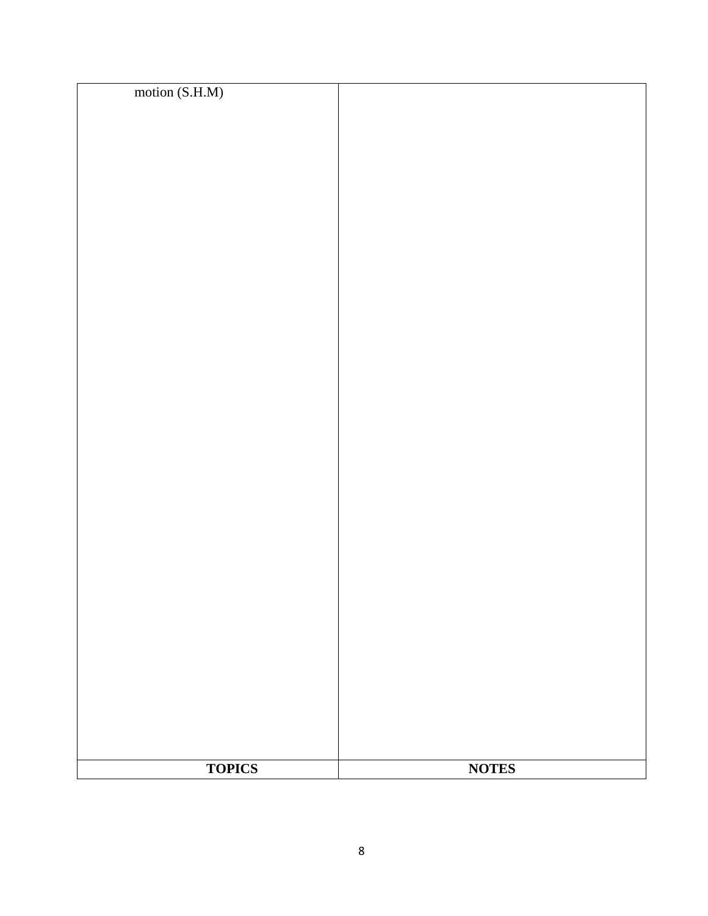| motion (S.H.M) | |
| --- | --- |
| **TOPICS** | **NOTES** |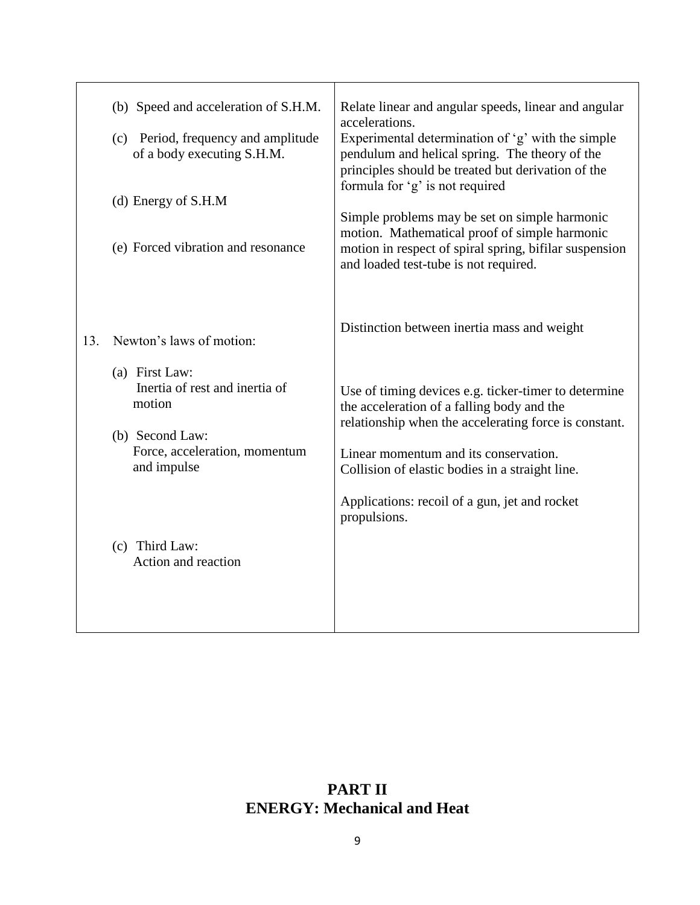| | |
|---|---|
| (b) Speed and acceleration of S.H.M.<br><br>(c) Period, frequency and amplitude of a body executing S.H.M.<br><br>(d) Energy of S.H.M<br><br>(e) Forced vibration and resonance | Relate linear and angular speeds, linear and angular accelerations.<br>Experimental determination of 'g' with the simple pendulum and helical spring. The theory of the principles should be treated but derivation of the formula for 'g' is not required<br><br>Simple problems may be set on simple harmonic motion. Mathematical proof of simple harmonic motion in respect of spiral spring, bifilar suspension and loaded test-tube is not required. |
| 13. Newton's laws of motion:<br><br>(a) First Law:<br>Inertia of rest and inertia of motion<br><br>(b) Second Law:<br>Force, acceleration, momentum and impulse<br><br>(c) Third Law:<br>Action and reaction | Distinction between inertia mass and weight<br><br>Use of timing devices e.g. ticker-timer to determine the acceleration of a falling body and the relationship when the accelerating force is constant.<br><br>Linear momentum and its conservation.<br>Collision of elastic bodies in a straight line.<br><br>Applications: recoil of a gun, jet and rocket propulsions. |

# PART II
## ENERGY: Mechanical and Heat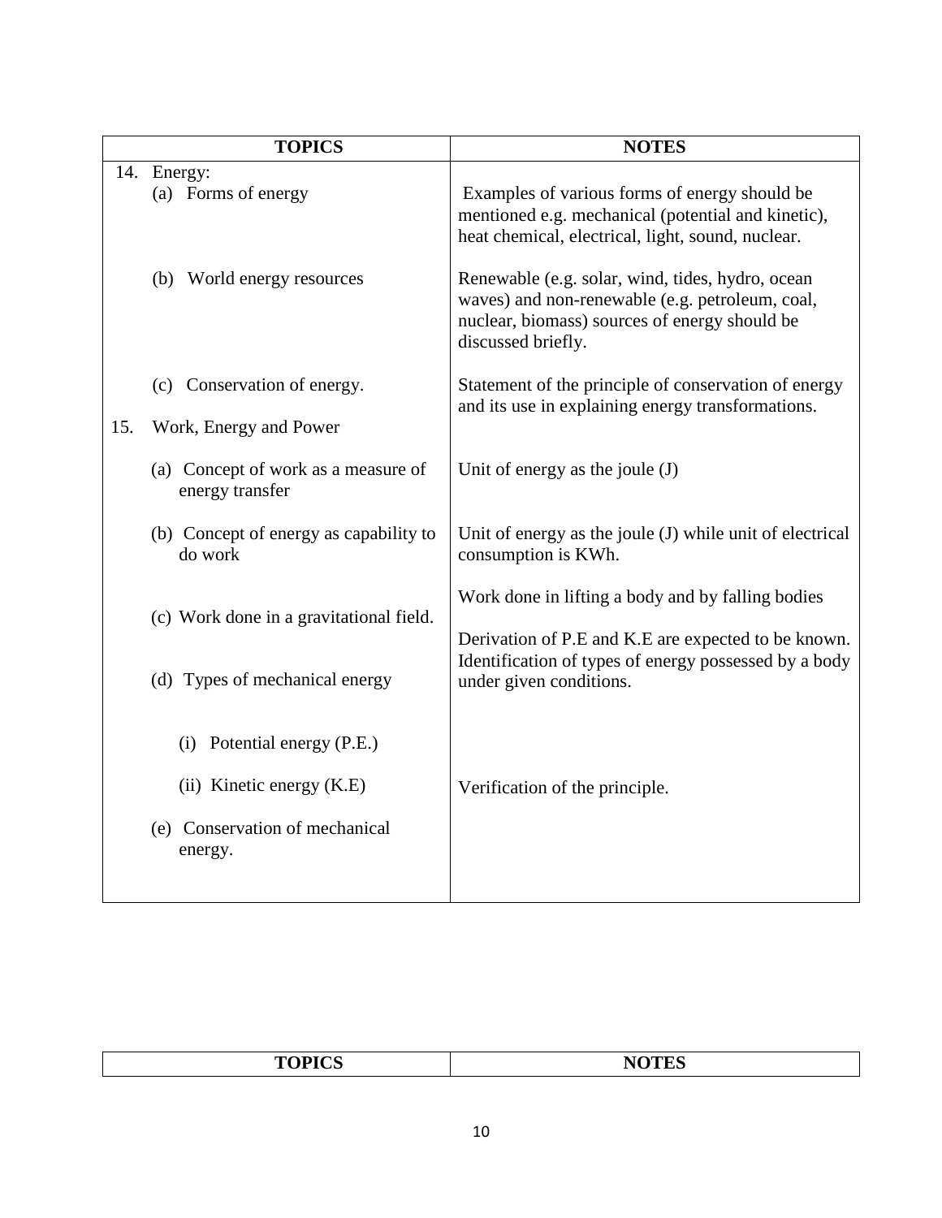| TOPICS | NOTES |
|---|---|
| 14. Energy: | |
| (a) Forms of energy | Examples of various forms of energy should be mentioned e.g. mechanical (potential and kinetic), heat chemical, electrical, light, sound, nuclear. |
| (b) World energy resources | Renewable (e.g. solar, wind, tides, hydro, ocean waves) and non-renewable (e.g. petroleum, coal, nuclear, biomass) sources of energy should be discussed briefly. |
| (c) Conservation of energy. | Statement of the principle of conservation of energy and its use in explaining energy transformations. |
| 15. Work, Energy and Power | |
| (a) Concept of work as a measure of energy transfer | Unit of energy as the joule (J) |
| (b) Concept of energy as capability to do work | Unit of energy as the joule (J) while unit of electrical consumption is KWh. |
| (c) Work done in a gravitational field. | Work done in lifting a body and by falling bodies |
| (d) Types of mechanical energy | Derivation of P.E and K.E are expected to be known. Identification of types of energy possessed by a body under given conditions. |
| (i) Potential energy (P.E.) | |
| (ii) Kinetic energy (K.E) | Verification of the principle. |
| (e) Conservation of mechanical energy. | |

| TOPICS | NOTES |
|---|---|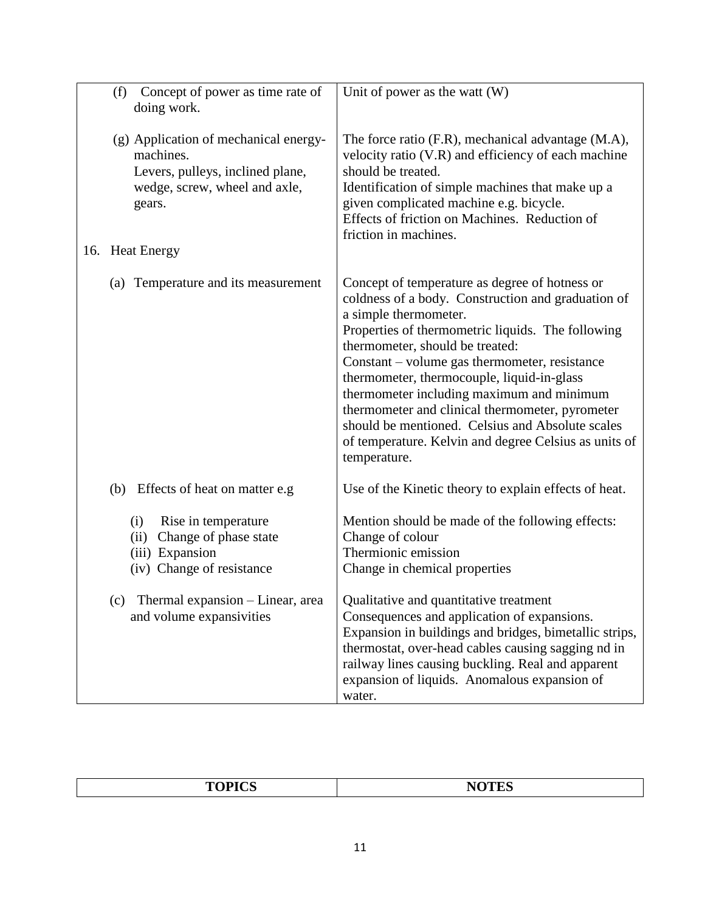| | |
|---|---|
| (f) Concept of power as time rate of doing work. | Unit of power as the watt (W) |
| (g) Application of mechanical energy-machines. Levers, pulleys, inclined plane, wedge, screw, wheel and axle, gears. | The force ratio (F.R), mechanical advantage (M.A), velocity ratio (V.R) and efficiency of each machine should be treated. Identification of simple machines that make up a given complicated machine e.g. bicycle. Effects of friction on Machines. Reduction of friction in machines. |
| 16. Heat Energy | |
| (a) Temperature and its measurement | Concept of temperature as degree of hotness or coldness of a body. Construction and graduation of a simple thermometer. Properties of thermometric liquids. The following thermometer, should be treated: Constant – volume gas thermometer, resistance thermometer, thermocouple, liquid-in-glass thermometer including maximum and minimum thermometer and clinical thermometer, pyrometer should be mentioned. Celsius and Absolute scales of temperature. Kelvin and degree Celsius as units of temperature. |
| (b) Effects of heat on matter e.g | Use of the Kinetic theory to explain effects of heat. |
| (i) Rise in temperature<br>(ii) Change of phase state<br>(iii) Expansion<br>(iv) Change of resistance | Mention should be made of the following effects:<br>Change of colour<br>Thermionic emission<br>Change in chemical properties |
| (c) Thermal expansion – Linear, area and volume expansivities | Qualitative and quantitative treatment Consequences and application of expansions. Expansion in buildings and bridges, bimetallic strips, thermostat, over-head cables causing sagging nd in railway lines causing buckling. Real and apparent expansion of liquids. Anomalous expansion of water. |

| TOPICS | NOTES |
|---|---|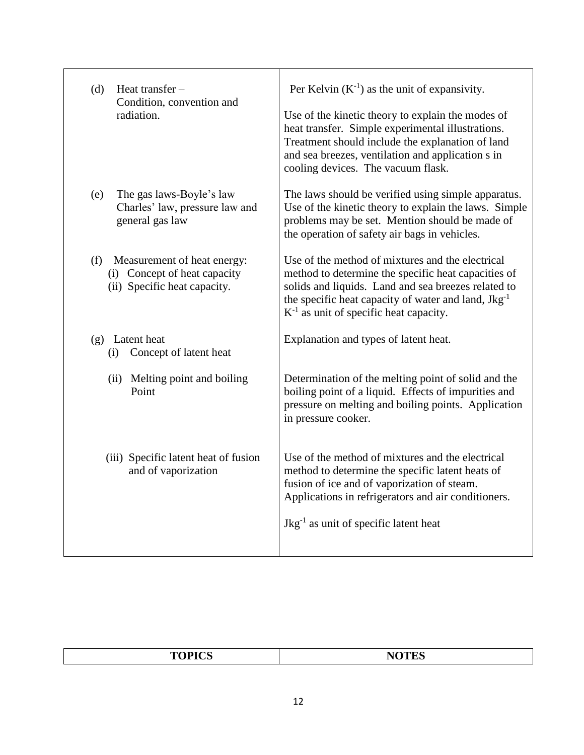| | |
|---|---|
| (d) Heat transfer – Condition, convention and radiation. | Per Kelvin ($K^{-1}$) as the unit of expansivity.<br><br>Use of the kinetic theory to explain the modes of heat transfer. Simple experimental illustrations. Treatment should include the explanation of land and sea breezes, ventilation and application s in cooling devices. The vacuum flask. |
| (e) The gas laws-Boyle's law Charles' law, pressure law and general gas law | The laws should be verified using simple apparatus. Use of the kinetic theory to explain the laws. Simple problems may be set. Mention should be made of the operation of safety air bags in vehicles. |
| (f) Measurement of heat energy:<br>(i) Concept of heat capacity<br>(ii) Specific heat capacity. | Use of the method of mixtures and the electrical method to determine the specific heat capacities of solids and liquids. Land and sea breezes related to the specific heat capacity of water and land, $Jkg^{-1}$ $K^{-1}$ as unit of specific heat capacity. |
| (g) Latent heat<br>(i) Concept of latent heat | Explanation and types of latent heat. |
| (ii) Melting point and boiling Point | Determination of the melting point of solid and the boiling point of a liquid. Effects of impurities and pressure on melting and boiling points. Application in pressure cooker. |
| (iii) Specific latent heat of fusion and of vaporization | Use of the method of mixtures and the electrical method to determine the specific latent heats of fusion of ice and of vaporization of steam. Applications in refrigerators and air conditioners.<br><br>$Jkg^{-1}$ as unit of specific latent heat |

| TOPICS | NOTES |
|---|---|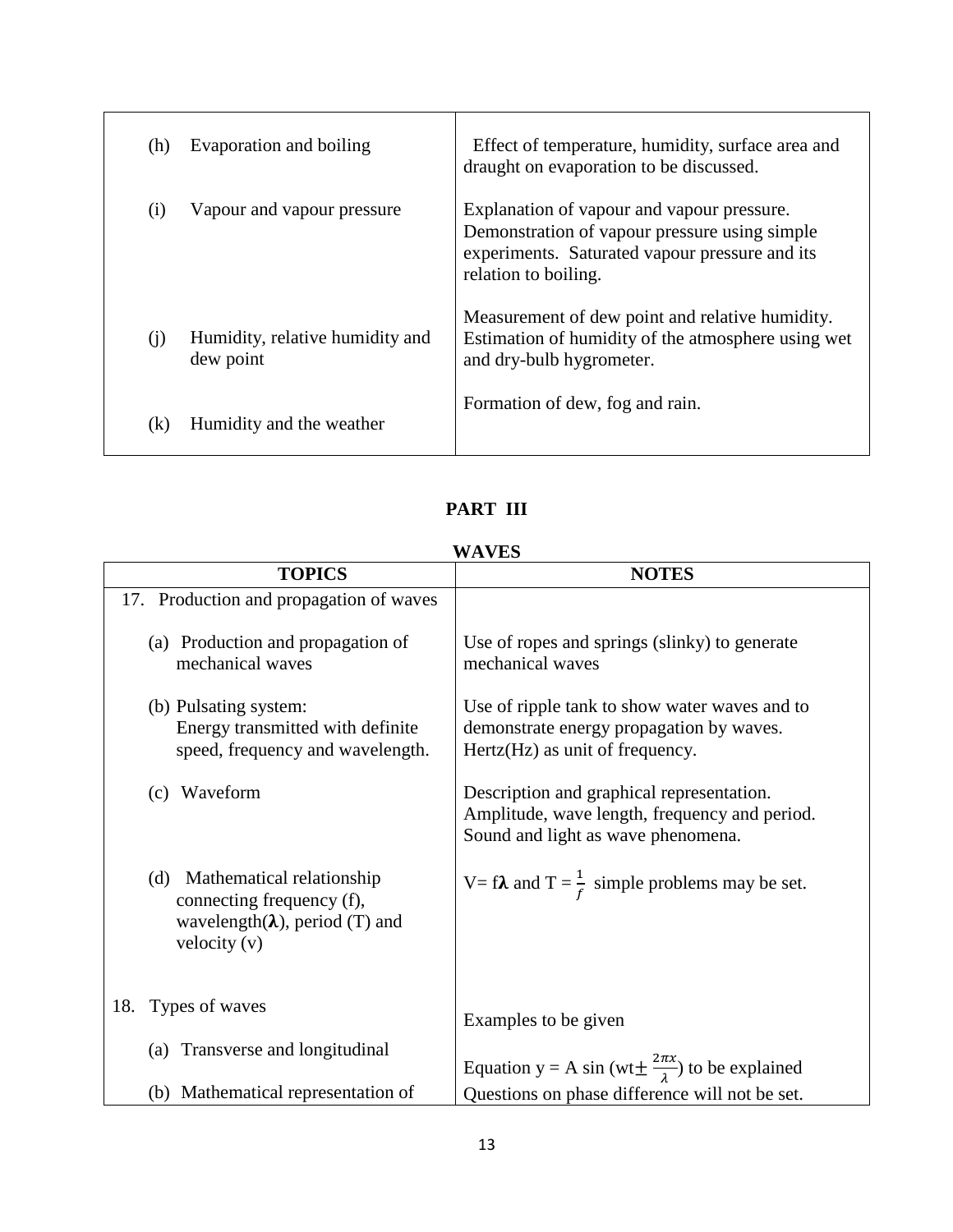| | |
|---|---|
| (h) Evaporation and boiling | Effect of temperature, humidity, surface area and draught on evaporation to be discussed. |
| (i) Vapour and vapour pressure | Explanation of vapour and vapour pressure. Demonstration of vapour pressure using simple experiments. Saturated vapour pressure and its relation to boiling. |
| (j) Humidity, relative humidity and dew point | Measurement of dew point and relative humidity. Estimation of humidity of the atmosphere using wet and dry-bulb hygrometer. |
| (k) Humidity and the weather | Formation of dew, fog and rain. |

## PART III

### WAVES

| TOPICS | NOTES |
|---|---|
| 17. Production and propagation of waves | |
| (a) Production and propagation of mechanical waves | Use of ropes and springs (slinky) to generate mechanical waves |
| (b) Pulsating system: Energy transmitted with definite speed, frequency and wavelength. | Use of ripple tank to show water waves and to demonstrate energy propagation by waves. Hertz(Hz) as unit of frequency. |
| (c) Waveform | Description and graphical representation. Amplitude, wave length, frequency and period. Sound and light as wave phenomena. |
| (d) Mathematical relationship connecting frequency (f), wavelength($\lambda$), period (T) and velocity (v) | $V = f\lambda$ and $T = \frac{1}{f}$ simple problems may be set. |
| 18. Types of waves | Examples to be given |
| (a) Transverse and longitudinal | Equation $y = A \sin (wt \pm \frac{2\pi x}{\lambda})$ to be explained |
| (b) Mathematical representation of | Questions on phase difference will not be set. |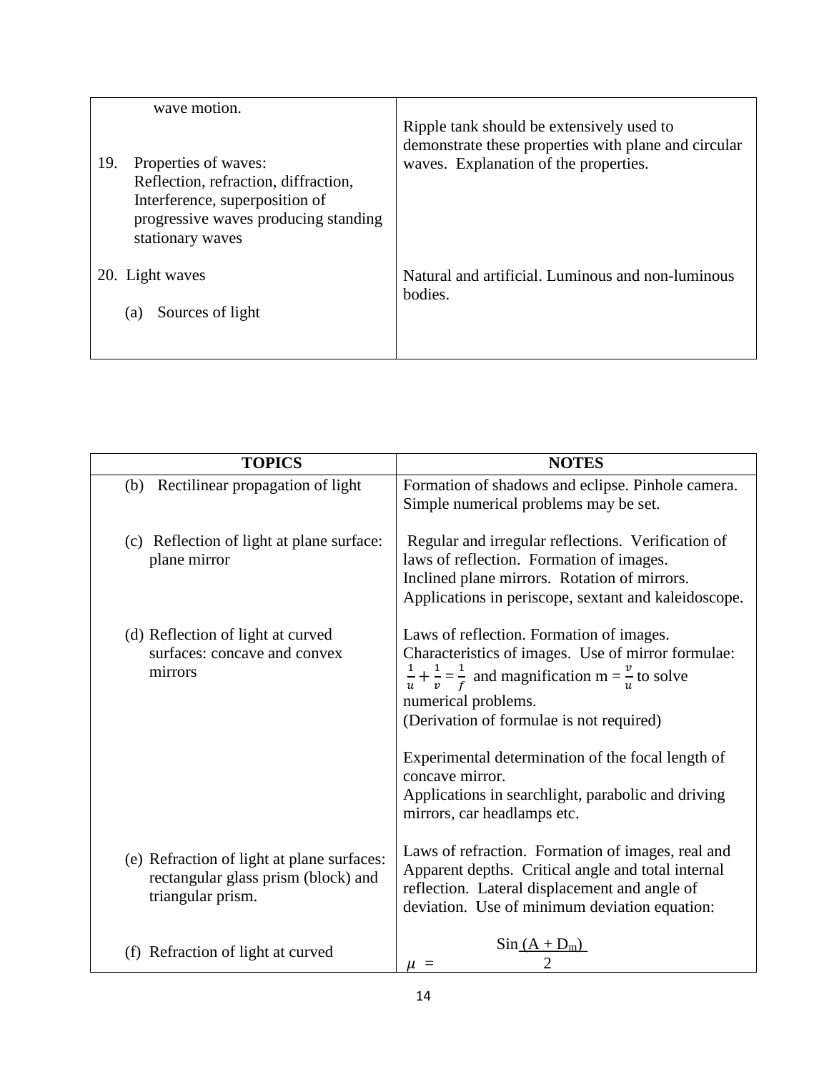| | |
|---|---|
| wave motion.<br><br>19. Properties of waves: Reflection, refraction, diffraction, Interference, superposition of progressive waves producing standing stationary waves | Ripple tank should be extensively used to demonstrate these properties with plane and circular waves. Explanation of the properties. |
| 20. Light waves<br><br>(a) Sources of light | Natural and artificial. Luminous and non-luminous bodies. |

| TOPICS | NOTES |
|---|---|
| (b) Rectilinear propagation of light | Formation of shadows and eclipse. Pinhole camera. Simple numerical problems may be set. |
| (c) Reflection of light at plane surface: plane mirror | Regular and irregular reflections. Verification of laws of reflection. Formation of images. Inclined plane mirrors. Rotation of mirrors. Applications in periscope, sextant and kaleidoscope. |
| (d) Reflection of light at curved surfaces: concave and convex mirrors | Laws of reflection. Formation of images. Characteristics of images. Use of mirror formulae: $\frac{1}{u}+\frac{1}{v}=\frac{1}{f}$ and magnification m = $\frac{v}{u}$ to solve numerical problems. (Derivation of formulae is not required)<br><br>Experimental determination of the focal length of concave mirror. Applications in searchlight, parabolic and driving mirrors, car headlamps etc. |
| (e) Refraction of light at plane surfaces: rectangular glass prism (block) and triangular prism. | Laws of refraction. Formation of images, real and Apparent depths. Critical angle and total internal reflection. Lateral displacement and angle of deviation. Use of minimum deviation equation: |
| (f) Refraction of light at curved | $\mu = \dfrac{\sin \frac{(A + D_m)}{2}}{}$ |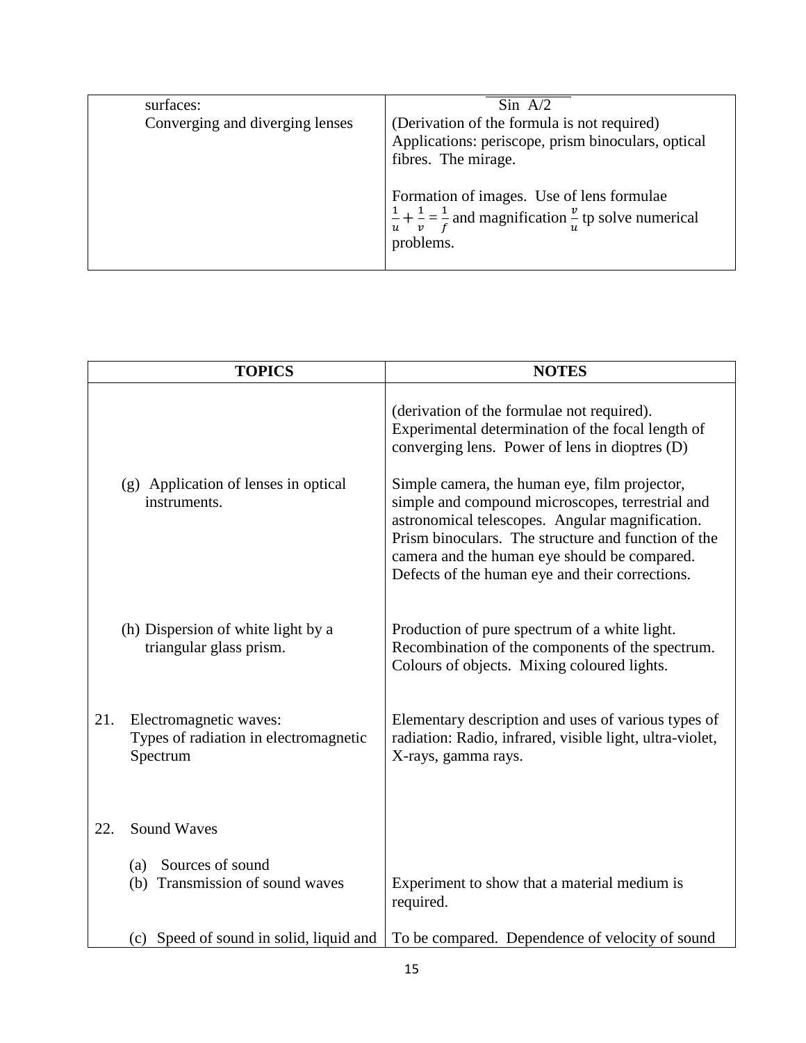| | |
|---|---|
| surfaces:<br>Converging and diverging lenses | Sin A/2<br>(Derivation of the formula is not required)<br>Applications: periscope, prism binoculars, optical fibres. The mirage.<br><br>Formation of images. Use of lens formulae $\frac{1}{u} + \frac{1}{v} = \frac{1}{f}$ and magnification $\frac{v}{u}$ tp solve numerical problems. |

| TOPICS | NOTES |
|---|---|
| | (derivation of the formulae not required). Experimental determination of the focal length of converging lens. Power of lens in dioptres (D) |
| (g) Application of lenses in optical instruments. | Simple camera, the human eye, film projector, simple and compound microscopes, terrestrial and astronomical telescopes. Angular magnification. Prism binoculars. The structure and function of the camera and the human eye should be compared. Defects of the human eye and their corrections. |
| (h) Dispersion of white light by a triangular glass prism. | Production of pure spectrum of a white light. Recombination of the components of the spectrum. Colours of objects. Mixing coloured lights. |
| 21. Electromagnetic waves:<br>Types of radiation in electromagnetic Spectrum | Elementary description and uses of various types of radiation: Radio, infrared, visible light, ultra-violet, X-rays, gamma rays. |
| 22. Sound Waves | |
| (a) Sources of sound | |
| (b) Transmission of sound waves | Experiment to show that a material medium is required. |
| (c) Speed of sound in solid, liquid and | To be compared. Dependence of velocity of sound |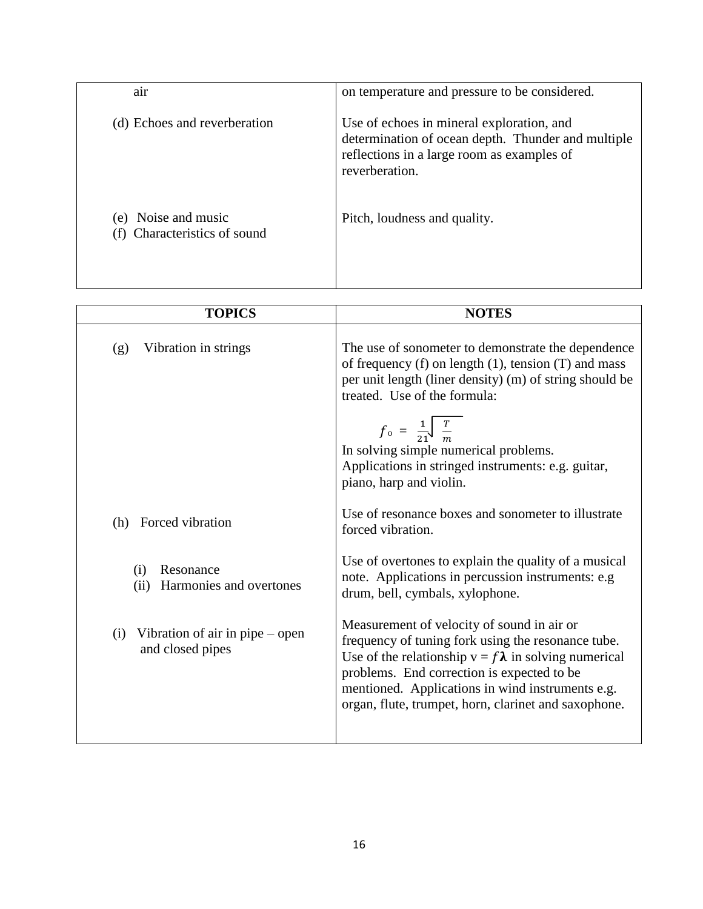| | |
|---|---|
| air | on temperature and pressure to be considered. |
| (d) Echoes and reverberation | Use of echoes in mineral exploration, and determination of ocean depth. Thunder and multiple reflections in a large room as examples of reverberation. |
| (e) Noise and music<br>(f) Characteristics of sound | Pitch, loudness and quality. |

| TOPICS | NOTES |
|---|---|
| (g) Vibration in strings | The use of sonometer to demonstrate the dependence of frequency (f) on length (1), tension (T) and mass per unit length (liner density) (m) of string should be treated. Use of the formula: $f_o = \frac{1}{21}\sqrt{\frac{T}{m}}$ In solving simple numerical problems. Applications in stringed instruments: e.g. guitar, piano, harp and violin. |
| (h) Forced vibration | Use of resonance boxes and sonometer to illustrate forced vibration. |
| (i) Resonance<br>(ii) Harmonies and overtones | Use of overtones to explain the quality of a musical note. Applications in percussion instruments: e.g drum, bell, cymbals, xylophone. |
| (i) Vibration of air in pipe – open and closed pipes | Measurement of velocity of sound in air or frequency of tuning fork using the resonance tube. Use of the relationship $v = f\lambda$ in solving numerical problems. End correction is expected to be mentioned. Applications in wind instruments e.g. organ, flute, trumpet, horn, clarinet and saxophone. |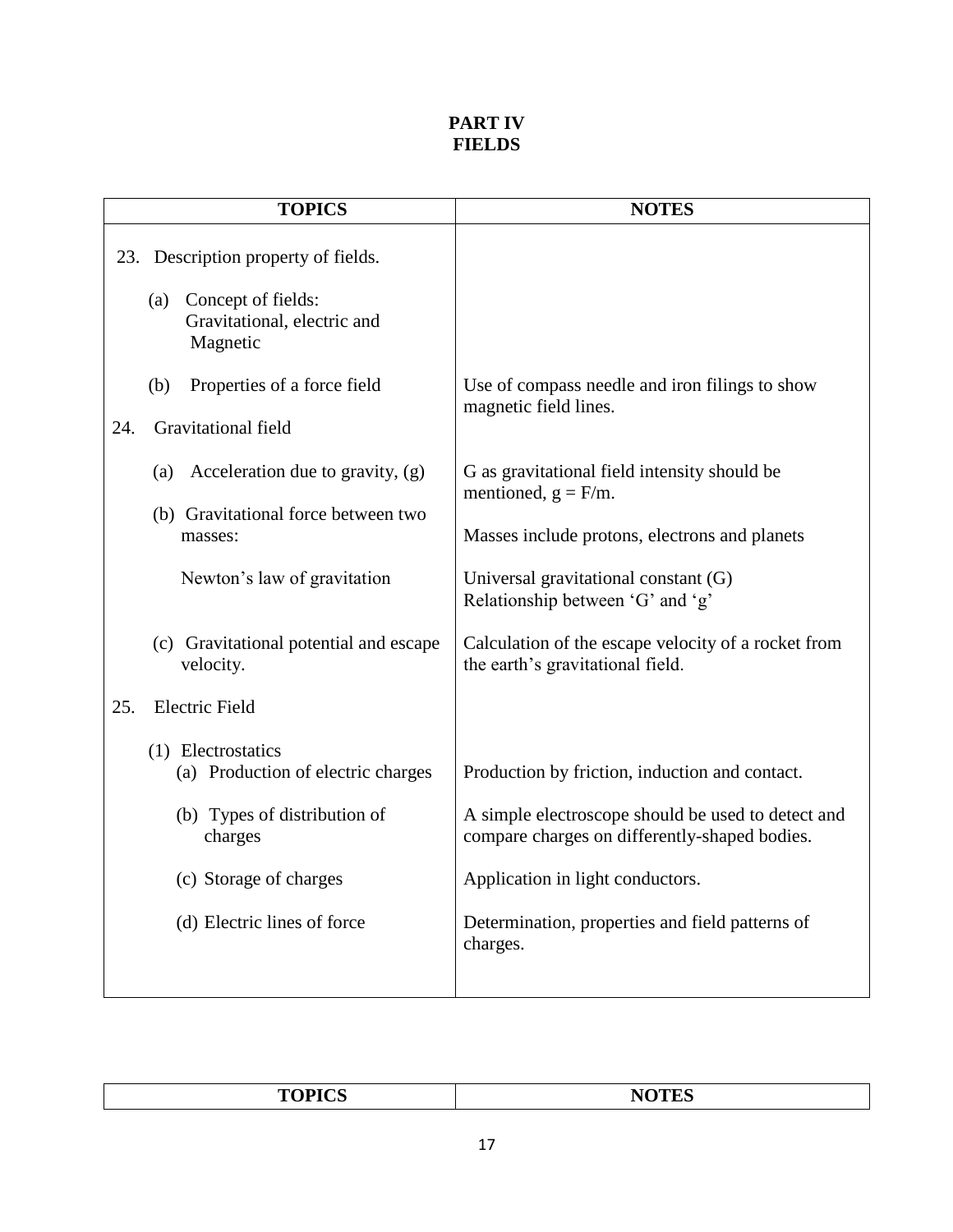# PART IV
# FIELDS

| TOPICS | NOTES |
|---|---|
| 23. Description property of fields. | |
| (a) Concept of fields: Gravitational, electric and Magnetic | |
| (b) Properties of a force field | Use of compass needle and iron filings to show magnetic field lines. |
| 24. Gravitational field | |
| (a) Acceleration due to gravity, (g) | G as gravitational field intensity should be mentioned, $g = F/m$. |
| (b) Gravitational force between two masses: | Masses include protons, electrons and planets |
| Newton's law of gravitation | Universal gravitational constant (G) Relationship between 'G' and 'g' |
| (c) Gravitational potential and escape velocity. | Calculation of the escape velocity of a rocket from the earth's gravitational field. |
| 25. Electric Field | |
| (1) Electrostatics (a) Production of electric charges | Production by friction, induction and contact. |
| (b) Types of distribution of charges | A simple electroscope should be used to detect and compare charges on differently-shaped bodies. |
| (c) Storage of charges | Application in light conductors. |
| (d) Electric lines of force | Determination, properties and field patterns of charges. |

| TOPICS | NOTES |
|---|---|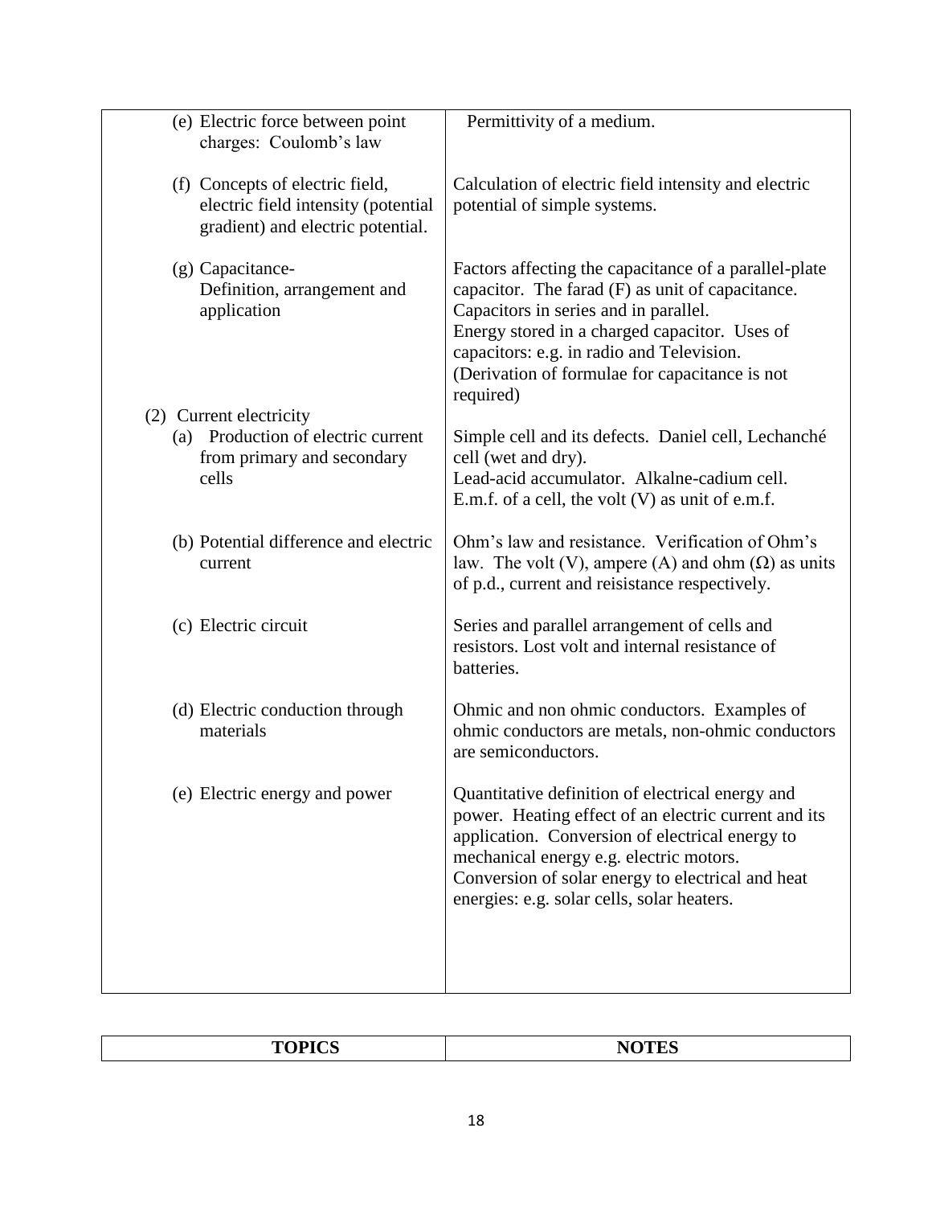| | |
|---|---|
| (e) Electric force between point charges: Coulomb's law | Permittivity of a medium. |
| (f) Concepts of electric field, electric field intensity (potential gradient) and electric potential. | Calculation of electric field intensity and electric potential of simple systems. |
| (g) Capacitance- Definition, arrangement and application | Factors affecting the capacitance of a parallel-plate capacitor. The farad (F) as unit of capacitance. Capacitors in series and in parallel. Energy stored in a charged capacitor. Uses of capacitors: e.g. in radio and Television. (Derivation of formulae for capacitance is not required) |
| (2) Current electricity | |
| (a) Production of electric current from primary and secondary cells | Simple cell and its defects. Daniel cell, Lechanché cell (wet and dry). Lead-acid accumulator. Alkalne-cadium cell. E.m.f. of a cell, the volt (V) as unit of e.m.f. |
| (b) Potential difference and electric current | Ohm's law and resistance. Verification of Ohm's law. The volt (V), ampere (A) and ohm (Ω) as units of p.d., current and reisistance respectively. |
| (c) Electric circuit | Series and parallel arrangement of cells and resistors. Lost volt and internal resistance of batteries. |
| (d) Electric conduction through materials | Ohmic and non ohmic conductors. Examples of ohmic conductors are metals, non-ohmic conductors are semiconductors. |
| (e) Electric energy and power | Quantitative definition of electrical energy and power. Heating effect of an electric current and its application. Conversion of electrical energy to mechanical energy e.g. electric motors. Conversion of solar energy to electrical and heat energies: e.g. solar cells, solar heaters. |

| **TOPICS** | **NOTES** |
|---|---|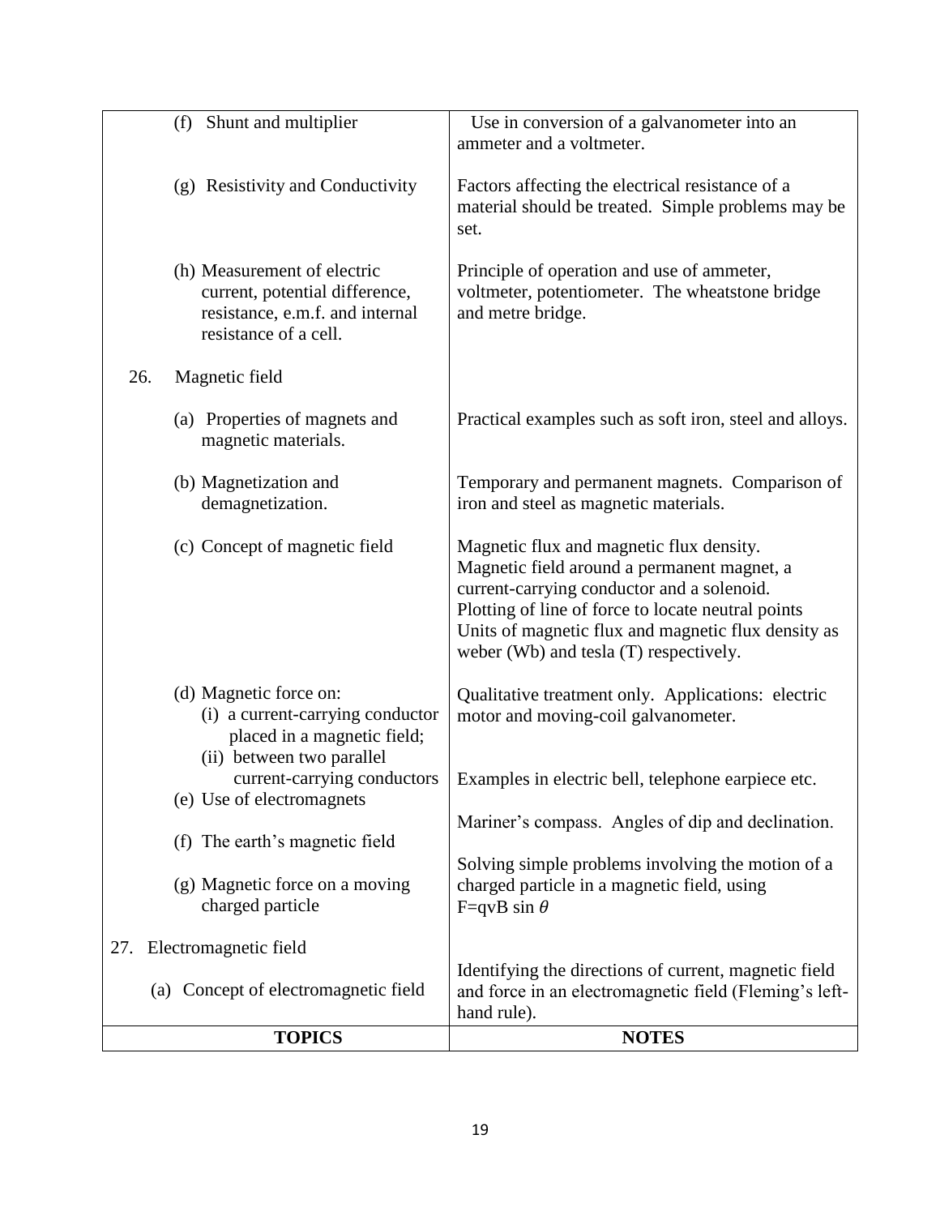| TOPICS | NOTES |
|---|---|
| (f) Shunt and multiplier | Use in conversion of a galvanometer into an ammeter and a voltmeter. |
| (g) Resistivity and Conductivity | Factors affecting the electrical resistance of a material should be treated. Simple problems may be set. |
| (h) Measurement of electric current, potential difference, resistance, e.m.f. and internal resistance of a cell. | Principle of operation and use of ammeter, voltmeter, potentiometer. The wheatstone bridge and metre bridge. |
| 26. Magnetic field | |
| (a) Properties of magnets and magnetic materials. | Practical examples such as soft iron, steel and alloys. |
| (b) Magnetization and demagnetization. | Temporary and permanent magnets. Comparison of iron and steel as magnetic materials. |
| (c) Concept of magnetic field | Magnetic flux and magnetic flux density. Magnetic field around a permanent magnet, a current-carrying conductor and a solenoid. Plotting of line of force to locate neutral points Units of magnetic flux and magnetic flux density as weber (Wb) and tesla (T) respectively. |
| (d) Magnetic force on: (i) a current-carrying conductor placed in a magnetic field; (ii) between two parallel current-carrying conductors | Qualitative treatment only. Applications: electric motor and moving-coil galvanometer. |
| (e) Use of electromagnets | Examples in electric bell, telephone earpiece etc. |
| (f) The earth's magnetic field | Mariner's compass. Angles of dip and declination. |
| (g) Magnetic force on a moving charged particle | Solving simple problems involving the motion of a charged particle in a magnetic field, using $F=qvB \sin \theta$ |
| 27. Electromagnetic field | |
| (a) Concept of electromagnetic field | Identifying the directions of current, magnetic field and force in an electromagnetic field (Fleming's left-hand rule). |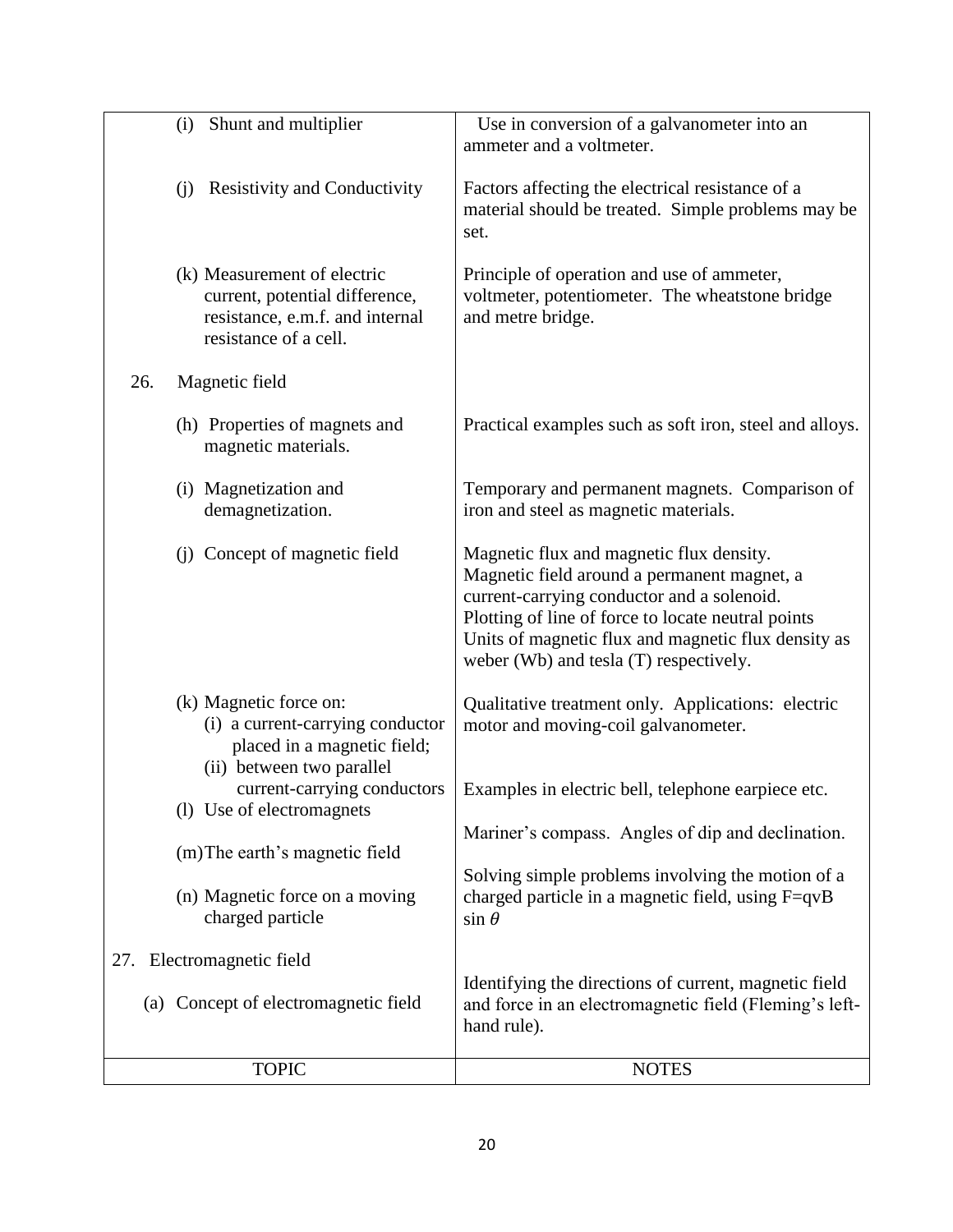| TOPIC | NOTES |
|---|---|
| (i) Shunt and multiplier | Use in conversion of a galvanometer into an ammeter and a voltmeter. |
| (j) Resistivity and Conductivity | Factors affecting the electrical resistance of a material should be treated. Simple problems may be set. |
| (k) Measurement of electric current, potential difference, resistance, e.m.f. and internal resistance of a cell. | Principle of operation and use of ammeter, voltmeter, potentiometer. The wheatstone bridge and metre bridge. |
| 26. Magnetic field | |
| (h) Properties of magnets and magnetic materials. | Practical examples such as soft iron, steel and alloys. |
| (i) Magnetization and demagnetization. | Temporary and permanent magnets. Comparison of iron and steel as magnetic materials. |
| (j) Concept of magnetic field | Magnetic flux and magnetic flux density. Magnetic field around a permanent magnet, a current-carrying conductor and a solenoid. Plotting of line of force to locate neutral points Units of magnetic flux and magnetic flux density as weber (Wb) and tesla (T) respectively. |
| (k) Magnetic force on: (i) a current-carrying conductor placed in a magnetic field; (ii) between two parallel current-carrying conductors | Qualitative treatment only. Applications: electric motor and moving-coil galvanometer. |
| (l) Use of electromagnets | Examples in electric bell, telephone earpiece etc. |
| (m) The earth's magnetic field | Mariner's compass. Angles of dip and declination. |
| (n) Magnetic force on a moving charged particle | Solving simple problems involving the motion of a charged particle in a magnetic field, using $F=qvB \sin\theta$ |
| 27. Electromagnetic field | |
| (a) Concept of electromagnetic field | Identifying the directions of current, magnetic field and force in an electromagnetic field (Fleming's left-hand rule). |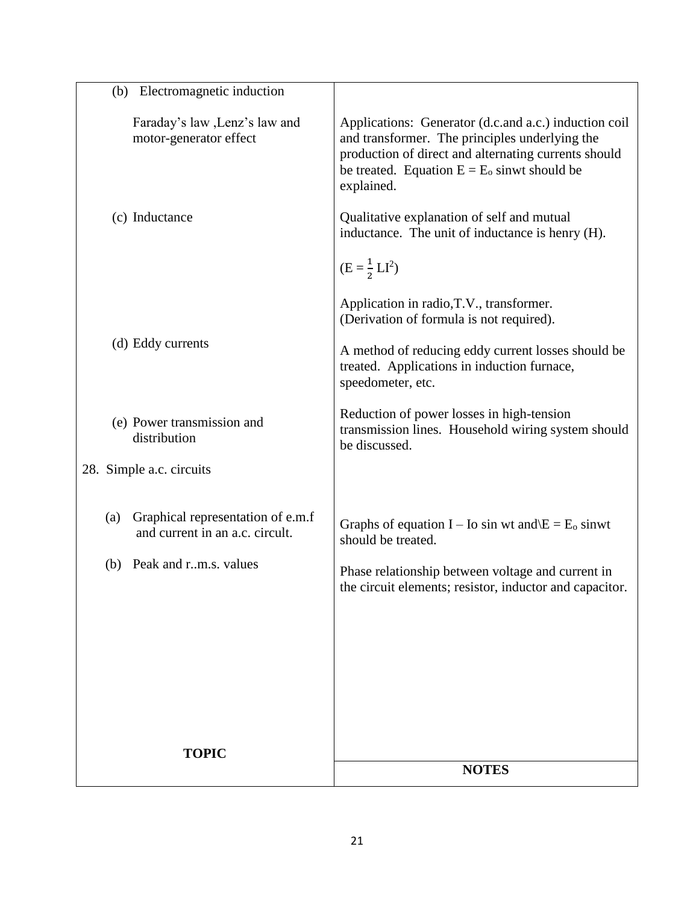| TOPIC | NOTES |
|---|---|
| (b) Electromagnetic induction | |
| Faraday's law ,Lenz's law and motor-generator effect | Applications: Generator (d.c.and a.c.) induction coil and transformer. The principles underlying the production of direct and alternating currents should be treated. Equation $E = E_o$ sinwt should be explained. |
| (c) Inductance | Qualitative explanation of self and mutual inductance. The unit of inductance is henry (H). <br><br> $(E = \frac{1}{2} LI^2)$ <br><br> Application in radio,T.V., transformer. (Derivation of formula is not required). |
| (d) Eddy currents | A method of reducing eddy current losses should be treated. Applications in induction furnace, speedometer, etc. |
| (e) Power transmission and distribution | Reduction of power losses in high-tension transmission lines. Household wiring system should be discussed. |
| 28. Simple a.c. circuits | |
| (a) Graphical representation of e.m.f and current in an a.c. circult. | Graphs of equation I – Io sin wt and\E = $E_o$ sinwt should be treated. |
| (b) Peak and r..m.s. values | Phase relationship between voltage and current in the circuit elements; resistor, inductor and capacitor. |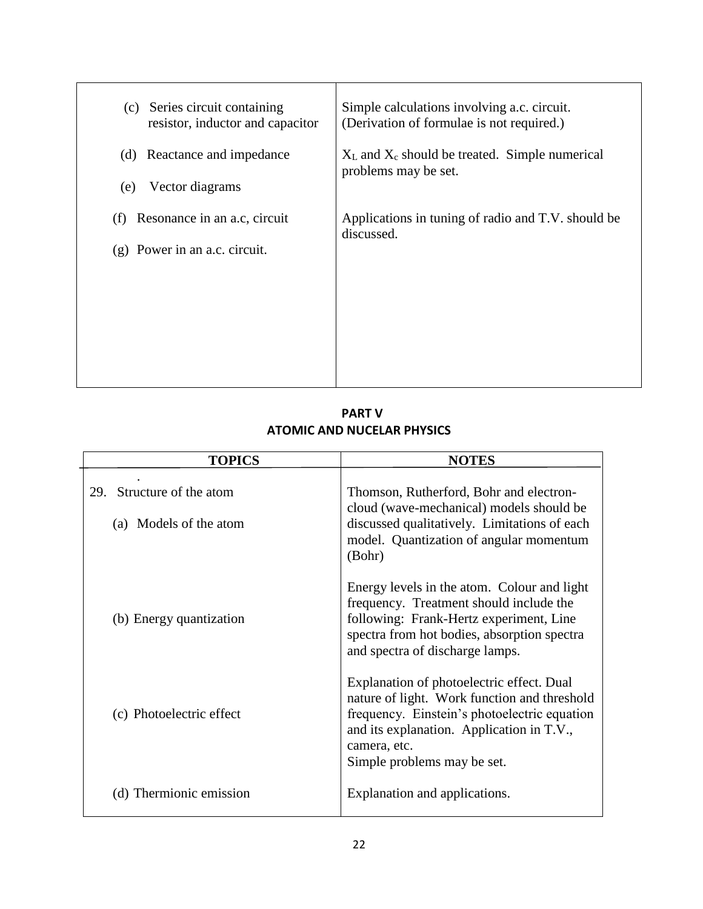| | |
|---|---|
| (c) Series circuit containing resistor, inductor and capacitor | Simple calculations involving a.c. circuit. (Derivation of formulae is not required.) |
| (d) Reactance and impedance | $X_L$ and $X_c$ should be treated. Simple numerical problems may be set. |
| (e) Vector diagrams | |
| (f) Resonance in an a.c, circuit | Applications in tuning of radio and T.V. should be discussed. |
| (g) Power in an a.c. circuit. | |

**PART V**
**ATOMIC AND NUCELAR PHYSICS**

| TOPICS | NOTES |
|---|---|
| 29. Structure of the atom | |
| (a) Models of the atom | Thomson, Rutherford, Bohr and electron-cloud (wave-mechanical) models should be discussed qualitatively. Limitations of each model. Quantization of angular momentum (Bohr) |
| (b) Energy quantization | Energy levels in the atom. Colour and light frequency. Treatment should include the following: Frank-Hertz experiment, Line spectra from hot bodies, absorption spectra and spectra of discharge lamps. |
| (c) Photoelectric effect | Explanation of photoelectric effect. Dual nature of light. Work function and threshold frequency. Einstein's photoelectric equation and its explanation. Application in T.V., camera, etc. Simple problems may be set. |
| (d) Thermionic emission | Explanation and applications. |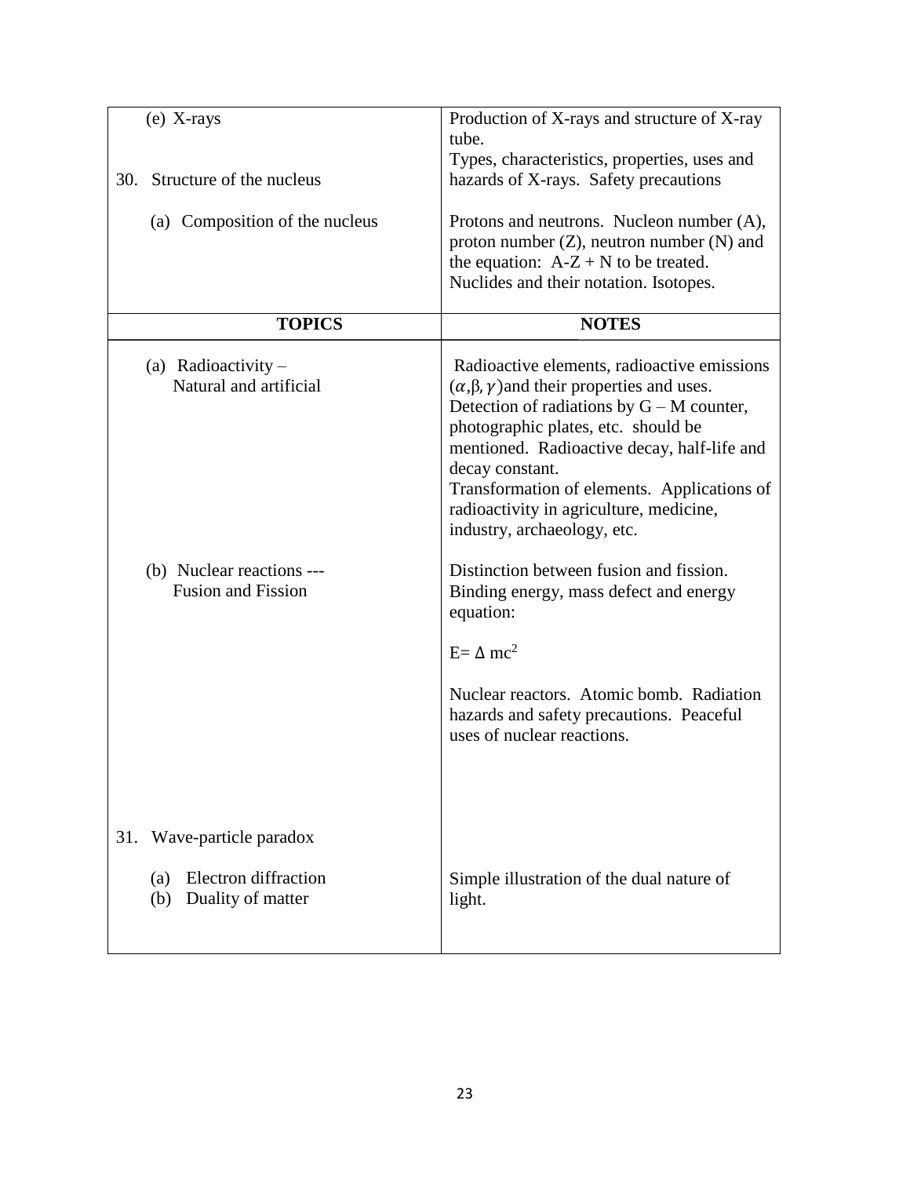| TOPICS | NOTES |
|---|---|
| (e) X-rays | Production of X-rays and structure of X-ray tube. |
| 30. Structure of the nucleus | Types, characteristics, properties, uses and hazards of X-rays. Safety precautions |
| (a) Composition of the nucleus | Protons and neutrons. Nucleon number (A), proton number (Z), neutron number (N) and the equation: A-Z + N to be treated. Nuclides and their notation. Isotopes. |

| TOPICS | NOTES |
|---|---|
| (a) Radioactivity – Natural and artificial | Radioactive elements, radioactive emissions ($\alpha$,β, $\gamma$)and their properties and uses. Detection of radiations by G – M counter, photographic plates, etc. should be mentioned. Radioactive decay, half-life and decay constant. Transformation of elements. Applications of radioactivity in agriculture, medicine, industry, archaeology, etc. |
| (b) Nuclear reactions --- Fusion and Fission | Distinction between fusion and fission. Binding energy, mass defect and energy equation: $E= \Delta mc^2$ Nuclear reactors. Atomic bomb. Radiation hazards and safety precautions. Peaceful uses of nuclear reactions. |
| 31. Wave-particle paradox | |
| (a) Electron diffraction (b) Duality of matter | Simple illustration of the dual nature of light. |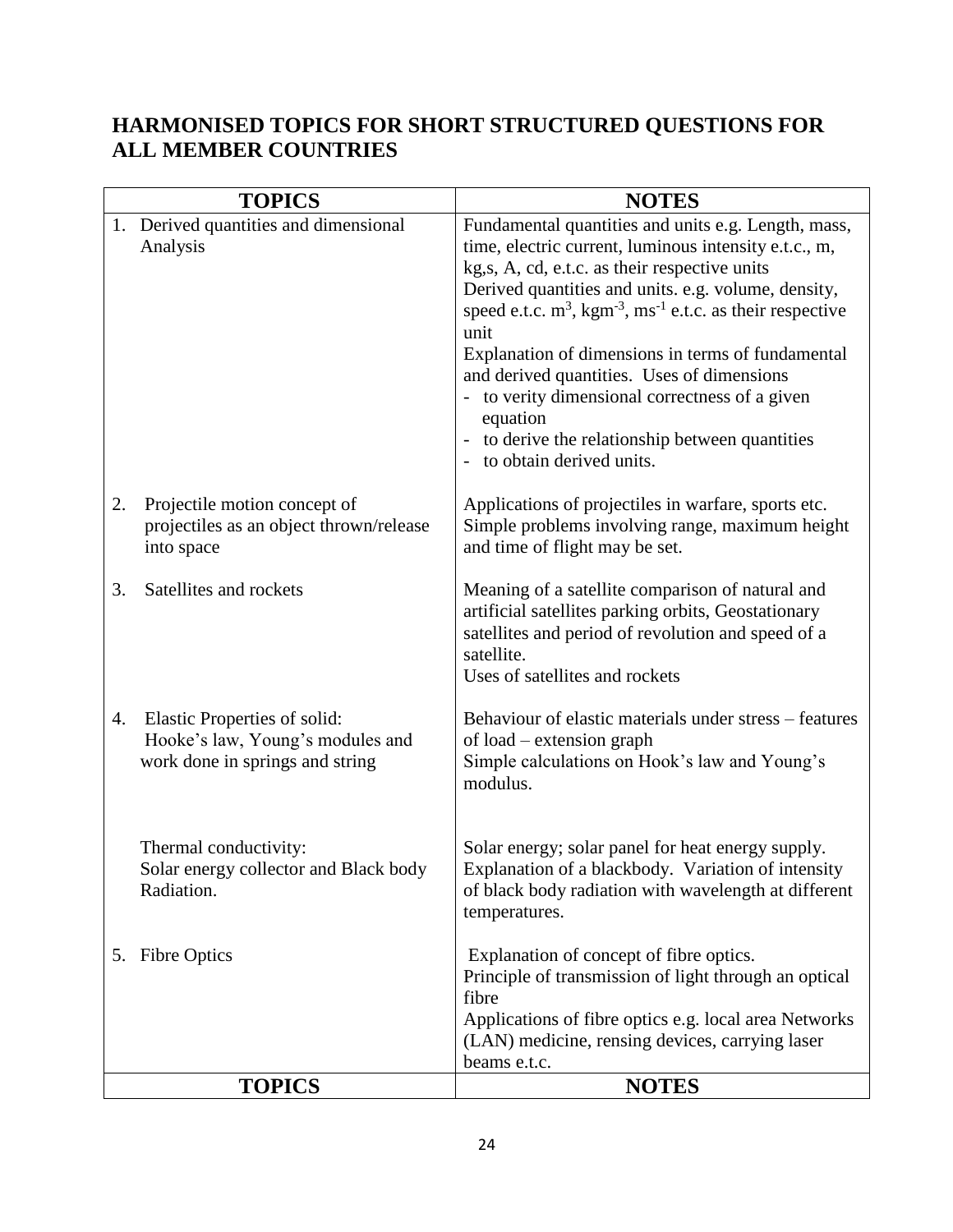## HARMONISED TOPICS FOR SHORT STRUCTURED QUESTIONS FOR ALL MEMBER COUNTRIES

| TOPICS | NOTES |
|---|---|
| 1. Derived quantities and dimensional Analysis | Fundamental quantities and units e.g. Length, mass, time, electric current, luminous intensity e.t.c., m, kg,s, A, cd, e.t.c. as their respective units<br>Derived quantities and units. e.g. volume, density, speed e.t.c. $m^3$, $kgm^{-3}$, $ms^{-1}$ e.t.c. as their respective unit<br>Explanation of dimensions in terms of fundamental and derived quantities. Uses of dimensions<br>- to verity dimensional correctness of a given equation<br>- to derive the relationship between quantities<br>- to obtain derived units. |
| 2. Projectile motion concept of projectiles as an object thrown/release into space | Applications of projectiles in warfare, sports etc. Simple problems involving range, maximum height and time of flight may be set. |
| 3. Satellites and rockets | Meaning of a satellite comparison of natural and artificial satellites parking orbits, Geostationary satellites and period of revolution and speed of a satellite.<br>Uses of satellites and rockets |
| 4. Elastic Properties of solid: Hooke's law, Young's modules and work done in springs and string | Behaviour of elastic materials under stress – features of load – extension graph<br>Simple calculations on Hook's law and Young's modulus. |
| Thermal conductivity: Solar energy collector and Black body Radiation. | Solar energy; solar panel for heat energy supply. Explanation of a blackbody. Variation of intensity of black body radiation with wavelength at different temperatures. |
| 5. Fibre Optics | Explanation of concept of fibre optics.<br>Principle of transmission of light through an optical fibre<br>Applications of fibre optics e.g. local area Networks (LAN) medicine, rensing devices, carrying laser beams e.t.c. |
| **TOPICS** | **NOTES** |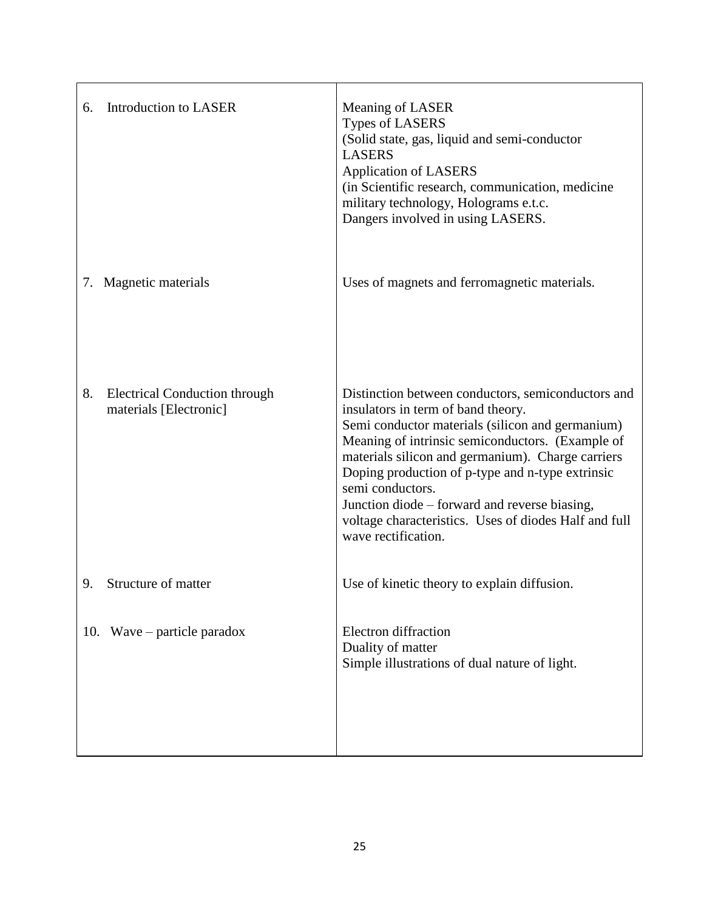| | |
|---|---|
| 6. Introduction to LASER | Meaning of LASER<br>Types of LASERS<br>(Solid state, gas, liquid and semi-conductor LASERS<br>Application of LASERS<br>(in Scientific research, communication, medicine military technology, Holograms e.t.c.<br>Dangers involved in using LASERS. |
| 7. Magnetic materials | Uses of magnets and ferromagnetic materials. |
| 8. Electrical Conduction through materials [Electronic] | Distinction between conductors, semiconductors and insulators in term of band theory.<br>Semi conductor materials (silicon and germanium)<br>Meaning of intrinsic semiconductors. (Example of materials silicon and germanium). Charge carriers<br>Doping production of p-type and n-type extrinsic semi conductors.<br>Junction diode – forward and reverse biasing, voltage characteristics. Uses of diodes Half and full wave rectification. |
| 9. Structure of matter | Use of kinetic theory to explain diffusion. |
| 10. Wave – particle paradox | Electron diffraction<br>Duality of matter<br>Simple illustrations of dual nature of light. |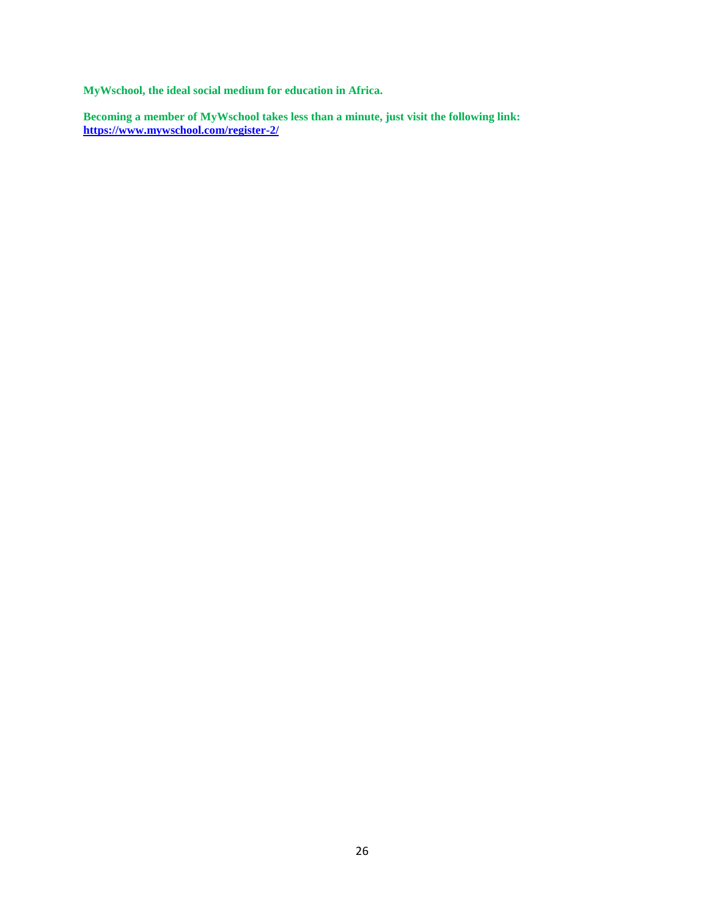**MyWschool, the ideal social medium for education in Africa.**

**Becoming a member of MyWschool takes less than a minute, just visit the following link: https://www.mywschool.com/register-2/**